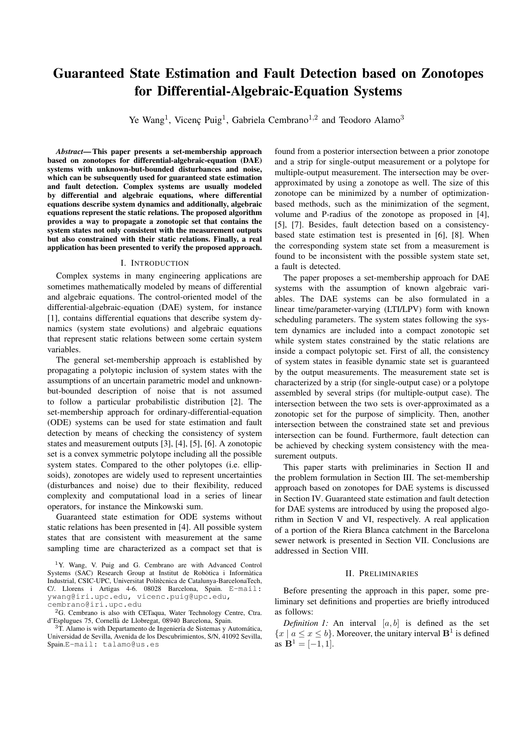# Guaranteed State Estimation and Fault Detection based on Zonotopes for Differential-Algebraic-Equation Systems

Ye Wang[1], Vicenç Puig[1], Gabriela Cembrano[1,2] and Teodoro Alamo[3]

***Abstract*— This paper presents a set-membership approach based on zonotopes for differential-algebraic-equation (DAE) systems with unknown-but-bounded disturbances and noise, which can be subsequently used for guaranteed state estimation and fault detection. Complex systems are usually modeled by differential and algebraic equations, where differential equations describe system dynamics and additionally, algebraic equations represent the static relations. The proposed algorithm provides a way to propagate a zonotopic set that contains the system states not only consistent with the measurement outputs but also constrained with their static relations. Finally, a real application has been presented to verify the proposed approach.**

## I. Introduction

Complex systems in many engineering applications are sometimes mathematically modeled by means of differential and algebraic equations. The control-oriented model of the differential-algebraic-equation (DAE) system, for instance [1], contains differential equations that describe system dynamics (system state evolutions) and algebraic equations that represent static relations between some certain system variables.

The general set-membership approach is established by propagating a polytopic inclusion of system states with the assumptions of an uncertain parametric model and unknown-but-bounded description of noise that is not assumed to follow a particular probabilistic distribution [2]. The set-membership approach for ordinary-differential-equation (ODE) systems can be used for state estimation and fault detection by means of checking the consistency of system states and measurement outputs [3], [4], [5], [6]. A zonotopic set is a convex symmetric polytope including all the possible system states. Compared to the other polytopes (i.e. ellipsoids), zonotopes are widely used to represent uncertainties (disturbances and noise) due to their flexibility, reduced complexity and computational load in a series of linear operators, for instance the Minkowski sum.

Guaranteed state estimation for ODE systems without static relations has been presented in [4]. All possible system states that are consistent with measurement at the same sampling time are characterized as a compact set that is found from a posterior intersection between a prior zonotope and a strip for single-output measurement or a polytope for multiple-output measurement. The intersection may be over-approximated by using a zonotope as well. The size of this zonotope can be minimized by a number of optimization-based methods, such as the minimization of the segment, volume and P-radius of the zonotope as proposed in [4], [5], [7]. Besides, fault detection based on a consistency-based state estimation test is presented in [6], [8]. When the corresponding system state set from a measurement is found to be inconsistent with the possible system state set, a fault is detected.

The paper proposes a set-membership approach for DAE systems with the assumption of known algebraic variables. The DAE systems can be also formulated in a linear time/parameter-varying (LTI/LPV) form with known scheduling parameters. The system states following the system dynamics are included into a compact zonotopic set while system states constrained by the static relations are inside a compact polytopic set. First of all, the consistency of system states in feasible dynamic state set is guaranteed by the output measurements. The measurement state set is characterized by a strip (for single-output case) or a polytope assembled by several strips (for multiple-output case). The intersection between the two sets is over-approximated as a zonotopic set for the purpose of simplicity. Then, another intersection between the constrained state set and previous intersection can be found. Furthermore, fault detection can be achieved by checking system consistency with the measurement outputs.

This paper starts with preliminaries in Section II and the problem formulation in Section III. The set-membership approach based on zonotopes for DAE systems is discussed in Section IV. Guaranteed state estimation and fault detection for DAE systems are introduced by using the proposed algorithm in Section V and VI, respectively. A real application of a portion of the Riera Blanca catchment in the Barcelona sewer network is presented in Section VII. Conclusions are addressed in Section VIII.

## II. Preliminaries

Before presenting the approach in this paper, some preliminary set definitions and properties are briefly introduced as follows:

*Definition 1:* An interval $[a, b]$ is defined as the set $\{x \mid a \leq x \leq b\}$. Moreover, the unitary interval $\mathbf{B}^1$ is defined as $\mathbf{B}^1 = [-1, 1]$.

---

[1] Y. Wang, V. Puig and G. Cembrano are with Advanced Control Systems (SAC) Research Group at Institut de Robòtica i Informàtica Industrial, CSIC-UPC, Universitat Politècnica de Catalunya-BarcelonaTech, C/. Llorens i Artigas 4-6. 08028 Barcelona, Spain. E-mail: ywang@iri.upc.edu, vicenc.puig@upc.edu, cembrano@iri.upc.edu

[2] G. Cembrano is also with CETaqua, Water Technology Centre, Ctra. d'Esplugues 75, Cornellà de Llobregat, 08940 Barcelona, Spain.

[3] T. Alamo is with Departamento de Ingeniería de Sistemas y Automática, Universidad de Sevilla, Avenida de los Descubrimientos, S/N, 41092 Sevilla, Spain. E-mail: talamo@us.es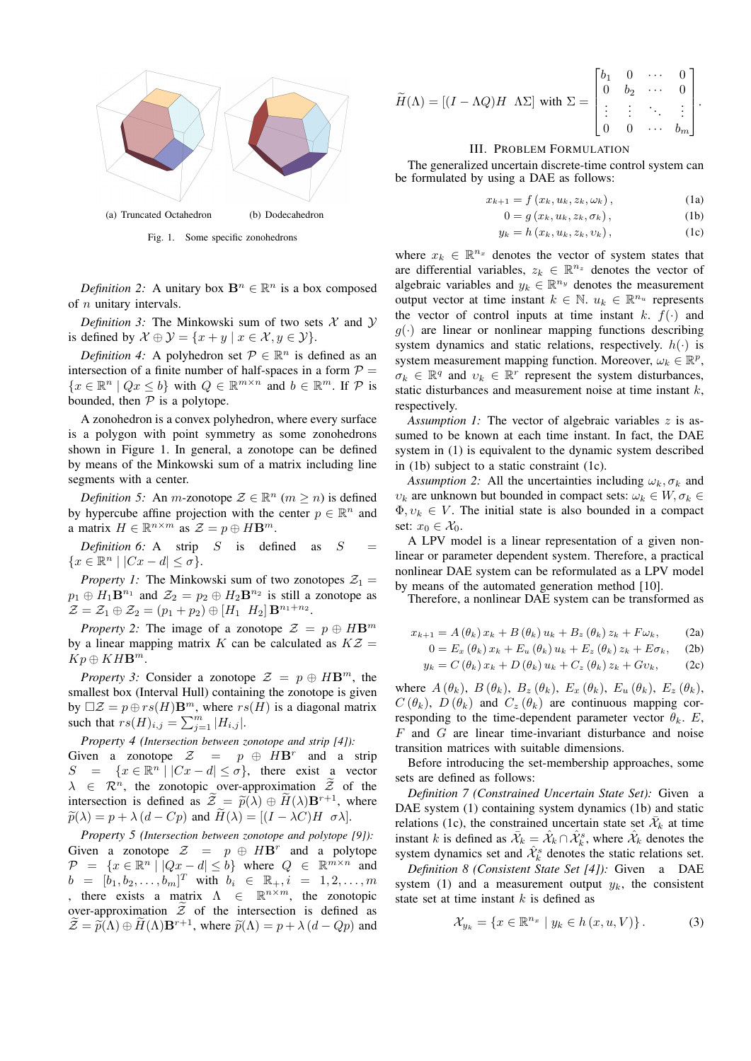(a) Truncated Octahedron (b) Dodecahedron

Fig. 1. Some specific zonohedrons

*Definition 2:* A unitary box $\mathbf{B}^n \in \mathbb{R}^n$ is a box composed of $n$ unitary intervals.

*Definition 3:* The Minkowski sum of two sets $\mathcal{X}$ and $\mathcal{Y}$ is defined by $\mathcal{X} \oplus \mathcal{Y} = \{x + y \mid x \in \mathcal{X}, y \in \mathcal{Y}\}$.

*Definition 4:* A polyhedron set $\mathcal{P} \in \mathbb{R}^n$ is defined as an intersection of a finite number of half-spaces in a form $\mathcal{P} = \{x \in \mathbb{R}^n \mid Qx \leq b\}$ with $Q \in \mathbb{R}^{m\times n}$ and $b \in \mathbb{R}^m$. If $\mathcal{P}$ is bounded, then $\mathcal{P}$ is a polytope.

A zonohedron is a convex polyhedron, where every surface is a polygon with point symmetry as some zonohedrons shown in Figure 1. In general, a zonotope can be defined by means of the Minkowski sum of a matrix including line segments with a center.

*Definition 5:* An $m$-zonotope $\mathcal{Z} \in \mathbb{R}^n$ ($m \geq n$) is defined by hypercube affine projection with the center $p \in \mathbb{R}^n$ and a matrix $H \in \mathbb{R}^{n\times m}$ as $\mathcal{Z} = p \oplus H\mathbf{B}^m$.

*Definition 6:* A strip $S$ is defined as $S = \{x \in \mathbb{R}^n \mid |Cx - d| \leq \sigma\}$.

*Property 1:* The Minkowski sum of two zonotopes $\mathcal{Z}_1 = p_1 \oplus H_1\mathbf{B}^{n_1}$ and $\mathcal{Z}_2 = p_2 \oplus H_2\mathbf{B}^{n_2}$ is still a zonotope as $\mathcal{Z} = \mathcal{Z}_1 \oplus \mathcal{Z}_2 = (p_1 + p_2) \oplus [H_1 \;\; H_2]\,\mathbf{B}^{n_1+n_2}$.

*Property 2:* The image of a zonotope $\mathcal{Z} = p \oplus H\mathbf{B}^m$ by a linear mapping matrix $K$ can be calculated as $K\mathcal{Z} = Kp \oplus KH\mathbf{B}^m$.

*Property 3:* Consider a zonotope $\mathcal{Z} = p \oplus H\mathbf{B}^m$, the smallest box (Interval Hull) containing the zonotope is given by $\square\mathcal{Z} = p \oplus rs(H)\mathbf{B}^m$, where $rs(H)$ is a diagonal matrix such that $rs(H)_{i,j} = \sum_{j=1}^{m} |H_{i,j}|$.

*Property 4 (Intersection between zonotope and strip [4]):* Given a zonotope $\mathcal{Z} = p \oplus H\mathbf{B}^r$ and a strip $S = \{x \in \mathbb{R}^n \mid |Cx - d| \leq \sigma\}$, there exist a vector $\lambda \in \mathcal{R}^n$, the zonotopic over-approximation $\widetilde{\mathcal{Z}}$ of the intersection is defined as $\widetilde{\mathcal{Z}} = \widetilde{p}(\lambda) \oplus \widetilde{H}(\lambda)\mathbf{B}^{r+1}$, where $\widetilde{p}(\lambda) = p + \lambda\,(d - Cp)$ and $\widetilde{H}(\lambda) = [(I - \lambda C)H \;\; \sigma\lambda]$.

*Property 5 (Intersection between zonotope and polytope [9]):* Given a zonotope $\mathcal{Z} = p \oplus H\mathbf{B}^r$ and a polytope $\mathcal{P} = \{x \in \mathbb{R}^n \mid |Qx - d| \leq b\}$ where $Q \in \mathbb{R}^{m\times n}$ and $b = [b_1, b_2, \ldots, b_m]^T$ with $b_i \in \mathbb{R}_+, i = 1, 2, \ldots, m$, there exists a matrix $\Lambda \in \mathbb{R}^{n\times m}$, the zonotopic over-approximation $\widetilde{\mathcal{Z}}$ of the intersection is defined as $\widetilde{\mathcal{Z}} = \widetilde{p}(\Lambda) \oplus \widetilde{H}(\Lambda)\mathbf{B}^{r+1}$, where $\widetilde{p}(\Lambda) = p + \lambda\,(d - Qp)$ and

$$\widetilde{H}(\Lambda) = [(I - \Lambda Q)H \;\; \Lambda\Sigma] \text{ with } \Sigma = \begin{bmatrix} b_1 & 0 & \cdots & 0 \\ 0 & b_2 & \cdots & 0 \\ \vdots & \vdots & \ddots & \vdots \\ 0 & 0 & \cdots & b_m \end{bmatrix}.$$

## III. Problem Formulation

The generalized uncertain discrete-time control system can be formulated by using a DAE as follows:

$$x_{k+1} = f\left(x_k, u_k, z_k, \omega_k\right), \tag{1a}$$
$$0 = g\left(x_k, u_k, z_k, \sigma_k\right), \tag{1b}$$
$$y_k = h\left(x_k, u_k, z_k, \upsilon_k\right), \tag{1c}$$

where $x_k \in \mathbb{R}^{n_x}$ denotes the vector of system states that are differential variables, $z_k \in \mathbb{R}^{n_z}$ denotes the vector of algebraic variables and $y_k \in \mathbb{R}^{n_y}$ denotes the measurement output vector at time instant $k \in \mathbb{N}$. $u_k \in \mathbb{R}^{n_u}$ represents the vector of control inputs at time instant $k$. $f(\cdot)$ and $g(\cdot)$ are linear or nonlinear mapping functions describing system dynamics and static relations, respectively. $h(\cdot)$ is system measurement mapping function. Moreover, $\omega_k \in \mathbb{R}^p$, $\sigma_k \in \mathbb{R}^q$ and $\upsilon_k \in \mathbb{R}^r$ represent the system disturbances, static disturbances and measurement noise at time instant $k$, respectively.

*Assumption 1:* The vector of algebraic variables $z$ is assumed to be known at each time instant. In fact, the DAE system in (1) is equivalent to the dynamic system described in (1b) subject to a static constraint (1c).

*Assumption 2:* All the uncertainties including $\omega_k, \sigma_k$ and $\upsilon_k$ are unknown but bounded in compact sets: $\omega_k \in W, \sigma_k \in \Phi, \upsilon_k \in V$. The initial state is also bounded in a compact set: $x_0 \in \mathcal{X}_0$.

A LPV model is a linear representation of a given nonlinear or parameter dependent system. Therefore, a practical nonlinear DAE system can be reformulated as a LPV model by means of the automated generation method [10].

Therefore, a nonlinear DAE system can be transformed as

$$x_{k+1} = A\left(\theta_k\right)x_k + B\left(\theta_k\right)u_k + B_z\left(\theta_k\right)z_k + F\omega_k, \tag{2a}$$
$$0 = E_x\left(\theta_k\right)x_k + E_u\left(\theta_k\right)u_k + E_z\left(\theta_k\right)z_k + E\sigma_k, \tag{2b}$$
$$y_k = C\left(\theta_k\right)x_k + D\left(\theta_k\right)u_k + C_z\left(\theta_k\right)z_k + G\upsilon_k, \tag{2c}$$

where $A\left(\theta_k\right)$, $B\left(\theta_k\right)$, $B_z\left(\theta_k\right)$, $E_x\left(\theta_k\right)$, $E_u\left(\theta_k\right)$, $E_z\left(\theta_k\right)$, $C\left(\theta_k\right)$, $D\left(\theta_k\right)$ and $C_z\left(\theta_k\right)$ are continuous mapping corresponding to the time-dependent parameter vector $\theta_k$. $E$, $F$ and $G$ are linear time-invariant disturbance and noise transition matrices with suitable dimensions.

Before introducing the set-membership approaches, some sets are defined as follows:

*Definition 7 (Constrained Uncertain State Set):* Given a DAE system (1) containing system dynamics (1b) and static relations (1c), the constrained uncertain state set $\bar{\mathcal{X}}_k$ at time instant $k$ is defined as $\bar{\mathcal{X}}_k = \hat{\mathcal{X}}_k \cap \hat{\mathcal{X}}_k^s$, where $\hat{\mathcal{X}}_k$ denotes the system dynamics set and $\hat{\mathcal{X}}_k^s$ denotes the static relations set.

*Definition 8 (Consistent State Set [4]):* Given a DAE system (1) and a measurement output $y_k$, the consistent state set at time instant $k$ is defined as

$$\mathcal{X}_{y_k} = \{x \in \mathbb{R}^{n_x} \mid y_k \in h\left(x, u, V\right)\}. \tag{3}$$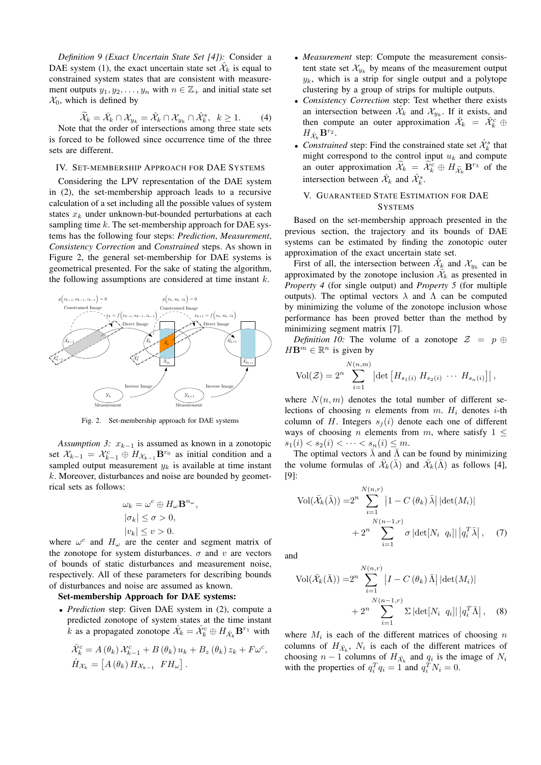*Definition 9 (Exact Uncertain State Set [4]):* Consider a DAE system (1), the exact uncertain state set $\hat{\mathcal{X}}_k$ is equal to constrained system states that are consistent with measurement outputs $y_1, y_2, \ldots, y_n$ with $n \in \mathbb{Z}_+$ and initial state set $\mathcal{X}_0$, which is defined by

$$\widetilde{\mathcal{X}}_k = \bar{\mathcal{X}}_k \cap \mathcal{X}_{y_k} = \hat{\mathcal{X}}_k \cap \mathcal{X}_{y_k} \cap \hat{\mathcal{X}}_k^s, \quad k \geq 1. \tag{4}$$

Note that the order of intersections among three state sets is forced to be followed since occurrence time of the three sets are different.

## IV. Set-membership Approach for DAE Systems

Considering the LPV representation of the DAE system in (2), the set-membership approach leads to a recursive calculation of a set including all the possible values of system states $x_k$ under unknown-but-bounded perturbations at each sampling time $k$. The set-membership approach for DAE systems has the following four steps: *Prediction*, *Measurement*, *Consistency Correction* and *Constrained* steps. As shown in Figure 2, the general set-membership for DAE systems is geometrical presented. For the sake of stating the algorithm, the following assumptions are considered at time instant $k$.

Fig. 2. Set-membership approach for DAE systems

*Assumption 3:* $x_{k-1}$ is assumed as known in a zonotopic set $\mathcal{X}_{k-1} = \mathcal{X}_{k-1}^c \oplus H_{\mathcal{X}_{k-1}} \mathbf{B}^{r_0}$ as initial condition and a sampled output measurement $y_k$ is available at time instant $k$. Moreover, disturbances and noise are bounded by geometrical sets as follows:

$$\omega_k = \omega^c \oplus H_\omega \mathbf{B}^{n_\omega},$$
$$|\sigma_k| \leq \sigma > 0,$$
$$|v_k| \leq v > 0.$$

where $\omega^c$ and $H_\omega$ are the center and segment matrix of the zonotope for system disturbances. $\sigma$ and $v$ are vectors of bounds of static disturbances and measurement noise, respectively. All of these parameters for describing bounds of disturbances and noise are assumed as known.

**Set-membership Approach for DAE systems:**

- *Prediction* step: Given DAE system in (2), compute a predicted zonotope of system states at the time instant $k$ as a propagated zonotope $\hat{\mathcal{X}}_k = \hat{\mathcal{X}}_k^c \oplus H_{\hat{\mathcal{X}}_k} \mathbf{B}^{r_1}$ with

$$\hat{\mathcal{X}}_k^c = A(\theta_k) \mathcal{X}_{k-1}^c + B(\theta_k) u_k + B_z(\theta_k) z_k + F\omega^c,$$
$$\hat{H}_{\mathcal{X}_k} = \left[A(\theta_k) H_{\mathcal{X}_{k-1}} \quad FH_\omega\right].$$

- *Measurement* step: Compute the measurement consistent state set $\mathcal{X}_{y_k}$ by means of the measurement output $y_k$, which is a strip for single output and a polytope clustering by a group of strips for multiple outputs.
- *Consistency Correction* step: Test whether there exists an intersection between $\hat{\mathcal{X}}_k$ and $\mathcal{X}_{y_k}$. If it exists, and then compute an outer approximation $\check{\mathcal{X}}_k = \check{\mathcal{X}}_k^c \oplus H_{\check{\mathcal{X}}_k} \mathbf{B}^{r_2}$.
- *Constrained* step: Find the constrained state set $\hat{\mathcal{X}}_k^s$ that might correspond to the control input $u_k$ and compute an outer approximation $\widetilde{\mathcal{X}}_k = \widetilde{\mathcal{X}}_k^c \oplus H_{\widetilde{\mathcal{X}}_k} \mathbf{B}^{r_3}$ of the intersection between $\check{\mathcal{X}}_k$ and $\hat{\mathcal{X}}_k^s$.

## V. Guaranteed State Estimation for DAE Systems

Based on the set-membership approach presented in the previous section, the trajectory and its bounds of DAE systems can be estimated by finding the zonotopic outer approximation of the exact uncertain state set.

First of all, the intersection between $\hat{\mathcal{X}}_k$ and $\mathcal{X}_{y_k}$ can be approximated by the zonotope inclusion $\bar{\mathcal{X}}_k$ as presented in *Property 4* (for single output) and *Property 5* (for multiple outputs). The optimal vectors $\lambda$ and $\Lambda$ can be computed by minimizing the volume of the zonotope inclusion whose performance has been proved better than the method by minimizing segment matrix [7].

*Definition 10:* The volume of a zonotope $\mathcal{Z} = p \oplus H\mathbf{B}^m \in \mathbb{R}^n$ is given by

$$\mathrm{Vol}(\mathcal{Z}) = 2^n \sum_{i=1}^{N(n,m)} \left|\det\left[H_{s_1(i)} \; H_{s_2(i)} \; \cdots \; H_{s_n(i)}\right]\right|,$$

where $N(n,m)$ denotes the total number of different selections of choosing $n$ elements from $m$. $H_i$ denotes $i$-th column of $H$. Integers $s_j(i)$ denote each one of different ways of choosing $n$ elements from $m$, where satisfy $1 \leq s_1(i) < s_2(i) < \cdots < s_n(i) \leq m$.

The optimal vectors $\bar{\lambda}$ and $\bar{\Lambda}$ can be found by minimizing the volume formulas of $\bar{\mathcal{X}}_k(\bar{\lambda})$ and $\bar{\mathcal{X}}_k(\bar{\Lambda})$ as follows [4], [9]:

$$\begin{aligned}\mathrm{Vol}(\bar{\mathcal{X}}_k(\bar{\lambda})) = & 2^n \sum_{i=1}^{N(n,r)} \left|1 - C(\theta_k)\bar{\lambda}\right| \left|\det(M_i)\right| \\ & + 2^n \sum_{i=1}^{N(n-1,r)} \sigma \left|\det[N_i \;\; q_i]\right| \left|q_i^T \bar{\lambda}\right|,\end{aligned} \tag{7}$$

and

$$\begin{aligned}\mathrm{Vol}(\bar{\mathcal{X}}_k(\bar{\Lambda})) = & 2^n \sum_{i=1}^{N(n,r)} \left|I - C(\theta_k)\bar{\Lambda}\right| \left|\det(M_i)\right| \\ & + 2^n \sum_{i=1}^{N(n-1,r)} \Sigma \left|\det[N_i \;\; q_i]\right| \left|q_i^T \bar{\Lambda}\right|,\end{aligned} \tag{8}$$

where $M_i$ is each of the different matrices of choosing $n$ columns of $H_{\bar{\mathcal{X}}_k}$, $N_i$ is each of the different matrices of choosing $n-1$ columns of $H_{\bar{\mathcal{X}}_k}$ and $q_i$ is the image of $N_i$ with the properties of $q_i^T q_i = 1$ and $q_i^T N_i = 0$.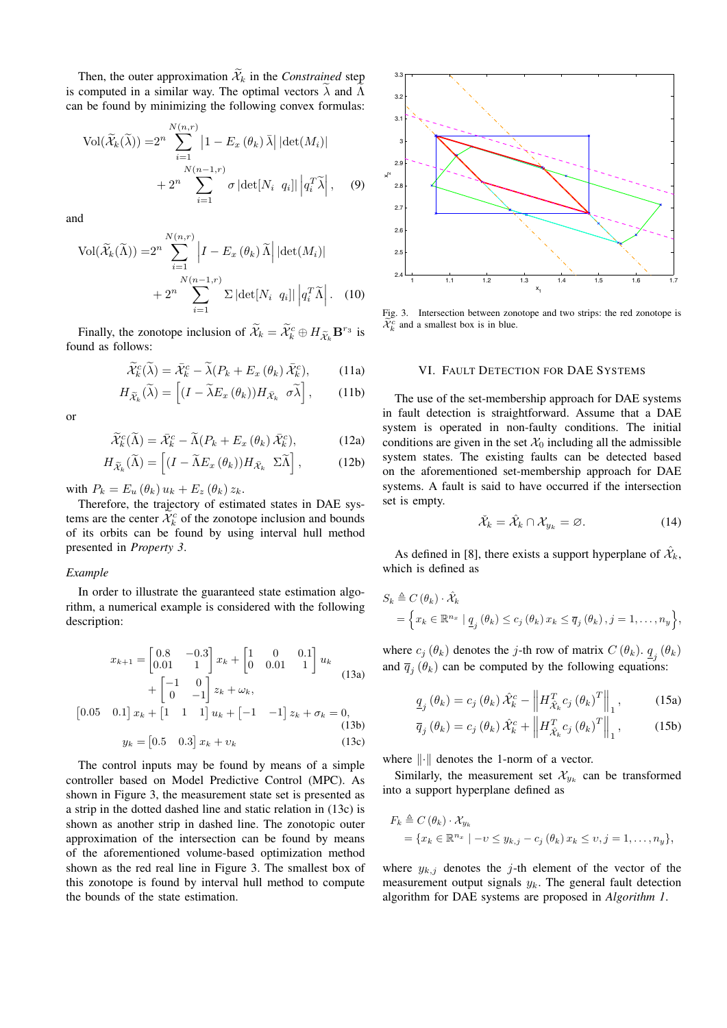Then, the outer approximation $\widetilde{\mathcal{X}}_k$ in the *Constrained* step is computed in a similar way. The optimal vectors $\widetilde{\lambda}$ and $\widetilde{\Lambda}$ can be found by minimizing the following convex formulas:

$$\mathrm{Vol}(\widetilde{\mathcal{X}}_k(\widetilde{\lambda})) = 2^n \sum_{i=1}^{N(n,r)} \left|1 - E_x(\theta_k)\widetilde{\lambda}\right| |\det(M_i)| + 2^n \sum_{i=1}^{N(n-1,r)} \sigma \left|\det[N_i \ \ q_i]\right| \left|q_i^T \widetilde{\lambda}\right|, \quad (9)$$

and

$$\mathrm{Vol}(\widetilde{\mathcal{X}}_k(\widetilde{\Lambda})) = 2^n \sum_{i=1}^{N(n,r)} \left|I - E_x(\theta_k)\widetilde{\Lambda}\right| |\det(M_i)| + 2^n \sum_{i=1}^{N(n-1,r)} \Sigma \left|\det[N_i \ \ q_i]\right| \left|q_i^T \widetilde{\Lambda}\right|. \quad (10)$$

Finally, the zonotope inclusion of $\widetilde{\mathcal{X}}_k = \widetilde{\mathcal{X}}_k^c \oplus H_{\widetilde{\mathcal{X}}_k}\mathbf{B}^{r_3}$ is found as follows:

$$\widetilde{\mathcal{X}}_k^c(\widetilde{\lambda}) = \bar{\mathcal{X}}_k^c - \widetilde{\lambda}(P_k + E_x(\theta_k)\bar{\mathcal{X}}_k^c), \quad (11a)$$

$$H_{\widetilde{\mathcal{X}}_k}(\widetilde{\lambda}) = \left[(I - \widetilde{\lambda}E_x(\theta_k))H_{\bar{\mathcal{X}}_k} \ \ \sigma\widetilde{\lambda}\right], \quad (11b)$$

or

$$\widetilde{\mathcal{X}}_k^c(\widetilde{\Lambda}) = \bar{\mathcal{X}}_k^c - \widetilde{\Lambda}(P_k + E_x(\theta_k)\bar{\mathcal{X}}_k^c), \quad (12a)$$

$$H_{\widetilde{\mathcal{X}}_k}(\widetilde{\Lambda}) = \left[(I - \widetilde{\Lambda}E_x(\theta_k))H_{\bar{\mathcal{X}}_k} \ \ \Sigma\widetilde{\Lambda}\right], \quad (12b)$$

with $P_k = E_u(\theta_k)u_k + E_z(\theta_k)z_k$.

Therefore, the trajectory of estimated states in DAE systems are the center $\widetilde{\mathcal{X}}_k^c$ of the zonotope inclusion and bounds of its orbits can be found by using interval hull method presented in *Property 3*.

*Example*

In order to illustrate the guaranteed state estimation algorithm, a numerical example is considered with the following description:

$$x_{k+1} = \begin{bmatrix} 0.8 & -0.3 \\ 0.01 & 1 \end{bmatrix} x_k + \begin{bmatrix} 1 & 0 & 0.1 \\ 0 & 0.01 & 1 \end{bmatrix} u_k + \begin{bmatrix} -1 & 0 \\ 0 & -1 \end{bmatrix} z_k + \omega_k, \quad (13a)$$

$$\begin{bmatrix} 0.05 & 0.1 \end{bmatrix} x_k + \begin{bmatrix} 1 & 1 & 1 \end{bmatrix} u_k + \begin{bmatrix} -1 & -1 \end{bmatrix} z_k + \sigma_k = 0, \quad (13b)$$

$$y_k = \begin{bmatrix} 0.5 & 0.3 \end{bmatrix} x_k + \upsilon_k \quad (13c)$$

The control inputs may be found by means of a simple controller based on Model Predictive Control (MPC). As shown in Figure 3, the measurement state set is presented as a strip in the dotted dashed line and static relation in (13c) is shown as another strip in dashed line. The zonotopic outer approximation of the intersection can be found by means of the aforementioned volume-based optimization method shown as the red real line in Figure 3. The smallest box of this zonotope is found by interval hull method to compute the bounds of the state estimation.

Fig. 3. Intersection between zonotope and two strips: the red zonotope is $\widetilde{\mathcal{X}}_k^c$ and a smallest box is in blue.

## VI. Fault Detection for DAE Systems

The use of the set-membership approach for DAE systems in fault detection is straightforward. Assume that a DAE system is operated in non-faulty conditions. The initial conditions are given in the set $\mathcal{X}_0$ including all the admissible system states. The existing faults can be detected based on the aforementioned set-membership approach for DAE systems. A fault is said to have occurred if the intersection set is empty.

$$\check{\mathcal{X}}_k = \hat{\mathcal{X}}_k \cap \mathcal{X}_{y_k} = \varnothing. \quad (14)$$

As defined in [8], there exists a support hyperplane of $\hat{\mathcal{X}}_k$, which is defined as

$$S_k \triangleq C(\theta_k) \cdot \hat{\mathcal{X}}_k = \left\{x_k \in \mathbb{R}^{n_x} \mid \underline{q}_j(\theta_k) \le c_j(\theta_k)x_k \le \overline{q}_j(\theta_k), j = 1, \ldots, n_y\right\},$$

where $c_j(\theta_k)$ denotes the $j$-th row of matrix $C(\theta_k)$. $\underline{q}_j(\theta_k)$ and $\overline{q}_j(\theta_k)$ can be computed by the following equations:

$$\underline{q}_j(\theta_k) = c_j(\theta_k)\hat{\mathcal{X}}_k^c - \left\|H_{\hat{\mathcal{X}}_k}^T c_j(\theta_k)^T\right\|_1, \quad (15a)$$

$$\overline{q}_j(\theta_k) = c_j(\theta_k)\hat{\mathcal{X}}_k^c + \left\|H_{\hat{\mathcal{X}}_k}^T c_j(\theta_k)^T\right\|_1, \quad (15b)$$

where $\|\cdot\|$ denotes the 1-norm of a vector.

Similarly, the measurement set $\mathcal{X}_{y_k}$ can be transformed into a support hyperplane defined as

$$F_k \triangleq C(\theta_k) \cdot \mathcal{X}_{y_k} = \{x_k \in \mathbb{R}^{n_x} \mid -\upsilon \le y_{k,j} - c_j(\theta_k)x_k \le \upsilon, j = 1, \ldots, n_y\},$$

where $y_{k,j}$ denotes the $j$-th element of the vector of the measurement output signals $y_k$. The general fault detection algorithm for DAE systems are proposed in *Algorithm 1*.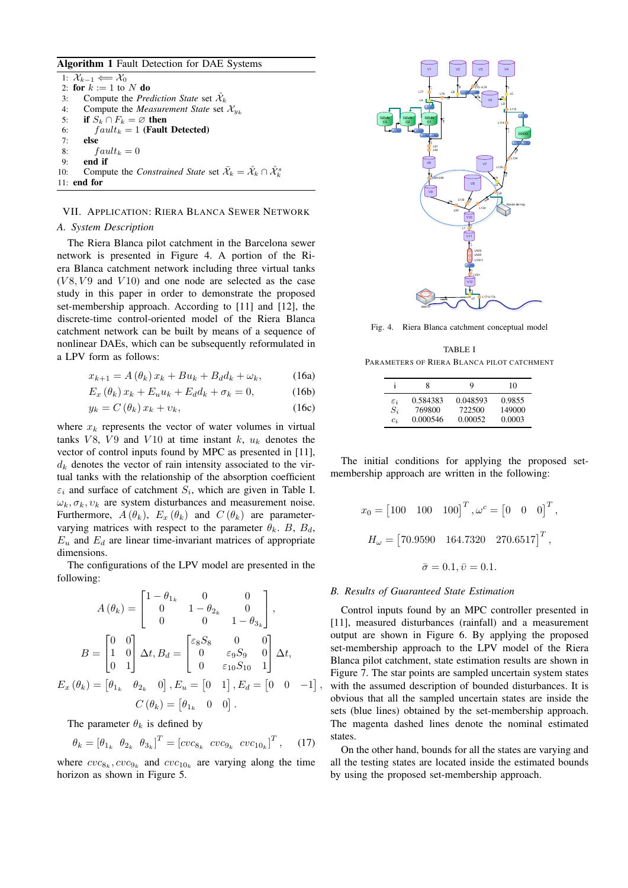**Algorithm 1** Fault Detection for DAE Systems

1: $\mathcal{X}_{k-1} \Longleftarrow \mathcal{X}_0$
2: **for** $k := 1$ to $N$ **do**
3: Compute the *Prediction State* set $\hat{\mathcal{X}}_k$
4: Compute the *Measurement State* set $\mathcal{X}_{y_k}$
5: **if** $S_k \cap F_k = \varnothing$ **then**
6: $fault_k = 1$ **(Fault Detected)**
7: **else**
8: $fault_k = 0$
9: **end if**
10: Compute the *Constrained State* set $\bar{\mathcal{X}}_k = \hat{\mathcal{X}}_k \cap \hat{\mathcal{X}}_k^s$
11: **end for**

## VII. Application: Riera Blanca Sewer Network

### A. System Description

The Riera Blanca pilot catchment in the Barcelona sewer network is presented in Figure 4. A portion of the Riera Blanca catchment network including three virtual tanks ($V8, V9$ and $V10$) and one node are selected as the case study in this paper in order to demonstrate the proposed set-membership approach. According to [11] and [12], the discrete-time control-oriented model of the Riera Blanca catchment network can be built by means of a sequence of nonlinear DAEs, which can be subsequently reformulated in a LPV form as follows:

$$x_{k+1} = A(\theta_k)\, x_k + B u_k + B_d d_k + \omega_k, \tag{16a}$$

$$E_x(\theta_k)\, x_k + E_u u_k + E_d d_k + \sigma_k = 0, \tag{16b}$$

$$y_k = C(\theta_k)\, x_k + \upsilon_k, \tag{16c}$$

where $x_k$ represents the vector of water volumes in virtual tanks $V8$, $V9$ and $V10$ at time instant $k$, $u_k$ denotes the vector of control inputs found by MPC as presented in [11], $d_k$ denotes the vector of rain intensity associated to the virtual tanks with the relationship of the absorption coefficient $\varepsilon_i$ and surface of catchment $S_i$, which are given in Table I. $\omega_k, \sigma_k, \upsilon_k$ are system disturbances and measurement noise. Furthermore, $A(\theta_k)$, $E_x(\theta_k)$ and $C(\theta_k)$ are parameter-varying matrices with respect to the parameter $\theta_k$. $B$, $B_d$, $E_u$ and $E_d$ are linear time-invariant matrices of appropriate dimensions.

The configurations of the LPV model are presented in the following:

$$A(\theta_k) = \begin{bmatrix} 1-\theta_{1_k} & 0 & 0 \\ 0 & 1-\theta_{2_k} & 0 \\ 0 & 0 & 1-\theta_{3_k} \end{bmatrix},$$

$$B = \begin{bmatrix} 0 & 0 \\ 1 & 0 \\ 0 & 1 \end{bmatrix} \Delta t, B_d = \begin{bmatrix} \varepsilon_8 S_8 & 0 & 0 \\ 0 & \varepsilon_9 S_9 & 0 \\ 0 & \varepsilon_{10} S_{10} & 1 \end{bmatrix} \Delta t,$$

$$E_x(\theta_k) = \begin{bmatrix} \theta_{1_k} & \theta_{2_k} & 0 \end{bmatrix}, E_u = \begin{bmatrix} 0 & 1 \end{bmatrix}, E_d = \begin{bmatrix} 0 & 0 & -1 \end{bmatrix},$$

$$C(\theta_k) = \begin{bmatrix} \theta_{1_k} & 0 & 0 \end{bmatrix}.$$

The parameter $\theta_k$ is defined by

$$\theta_k = \begin{bmatrix} \theta_{1_k} & \theta_{2_k} & \theta_{3_k} \end{bmatrix}^T = \begin{bmatrix} cvc_{8_k} & cvc_{9_k} & cvc_{10_k} \end{bmatrix}^T, \tag{17}$$

where $cvc_{8_k}, cvc_{9_k}$ and $cvc_{10_k}$ are varying along the time horizon as shown in Figure 5.

Fig. 4. Riera Blanca catchment conceptual model

TABLE I
Parameters of Riera Blanca Pilot Catchment

| i | 8 | 9 | 10 |
|---|---|---|---|
| $\varepsilon_i$ | 0.584383 | 0.048593 | 0.9855 |
| $S_i$ | 769800 | 722500 | 149000 |
| $c_i$ | 0.000546 | 0.00052 | 0.0003 |

The initial conditions for applying the proposed set-membership approach are written in the following:

$$x_0 = \begin{bmatrix} 100 & 100 & 100 \end{bmatrix}^T, \omega^c = \begin{bmatrix} 0 & 0 & 0 \end{bmatrix}^T,$$

$$H_\omega = \begin{bmatrix} 70.9590 & 164.7320 & 270.6517 \end{bmatrix}^T,$$

$$\bar{\sigma} = 0.1, \bar{\upsilon} = 0.1.$$

### B. Results of Guaranteed State Estimation

Control inputs found by an MPC controller presented in [11], measured disturbances (rainfall) and a measurement output are shown in Figure 6. By applying the proposed set-membership approach to the LPV model of the Riera Blanca pilot catchment, state estimation results are shown in Figure 7. The star points are sampled uncertain system states with the assumed description of bounded disturbances. It is obvious that all the sampled uncertain states are inside the sets (blue lines) obtained by the set-membership approach. The magenta dashed lines denote the nominal estimated states.

On the other hand, bounds for all the states are varying and all the testing states are located inside the estimated bounds by using the proposed set-membership approach.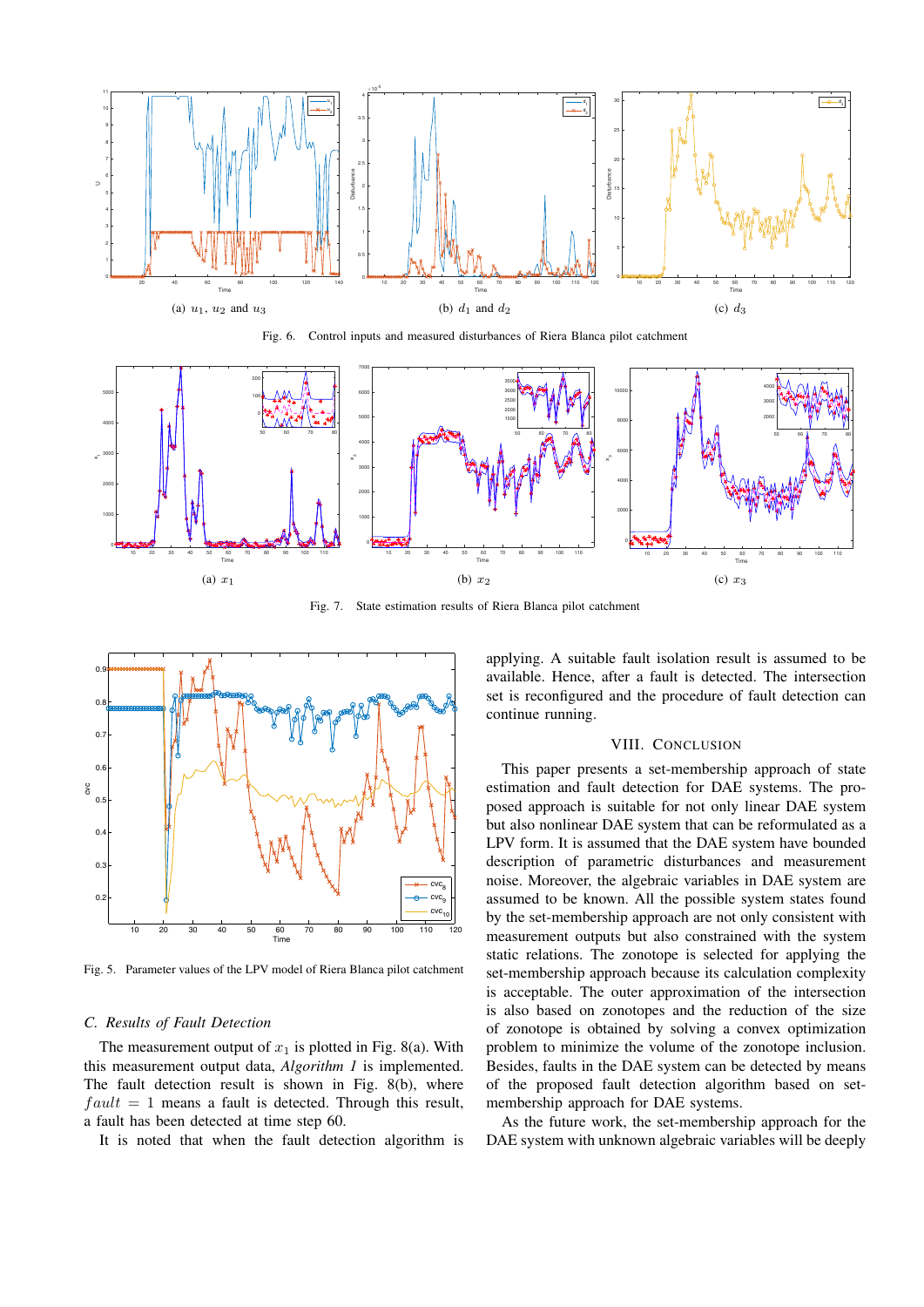(a) $u_1$, $u_2$ and $u_3$

(b) $d_1$ and $d_2$

(c) $d_3$

Fig. 6. Control inputs and measured disturbances of Riera Blanca pilot catchment

(a) $x_1$

(b) $x_2$

(c) $x_3$

Fig. 7. State estimation results of Riera Blanca pilot catchment

Fig. 5. Parameter values of the LPV model of Riera Blanca pilot catchment

### C. Results of Fault Detection

The measurement output of $x_1$ is plotted in Fig. 8(a). With this measurement output data, *Algorithm 1* is implemented. The fault detection result is shown in Fig. 8(b), where $fault = 1$ means a fault is detected. Through this result, a fault has been detected at time step 60.

It is noted that when the fault detection algorithm is applying. A suitable fault isolation result is assumed to be available. Hence, after a fault is detected. The intersection set is reconfigured and the procedure of fault detection can continue running.

## VIII. Conclusion

This paper presents a set-membership approach of state estimation and fault detection for DAE systems. The proposed approach is suitable for not only linear DAE system but also nonlinear DAE system that can be reformulated as a LPV form. It is assumed that the DAE system have bounded description of parametric disturbances and measurement noise. Moreover, the algebraic variables in DAE system are assumed to be known. All the possible system states found by the set-membership approach are not only consistent with measurement outputs but also constrained with the system static relations. The zonotope is selected for applying the set-membership approach because its calculation complexity is acceptable. The outer approximation of the intersection is also based on zonotopes and the reduction of the size of zonotope is obtained by solving a convex optimization problem to minimize the volume of the zonotope inclusion. Besides, faults in the DAE system can be detected by means of the proposed fault detection algorithm based on set-membership approach for DAE systems.

As the future work, the set-membership approach for the DAE system with unknown algebraic variables will be deeply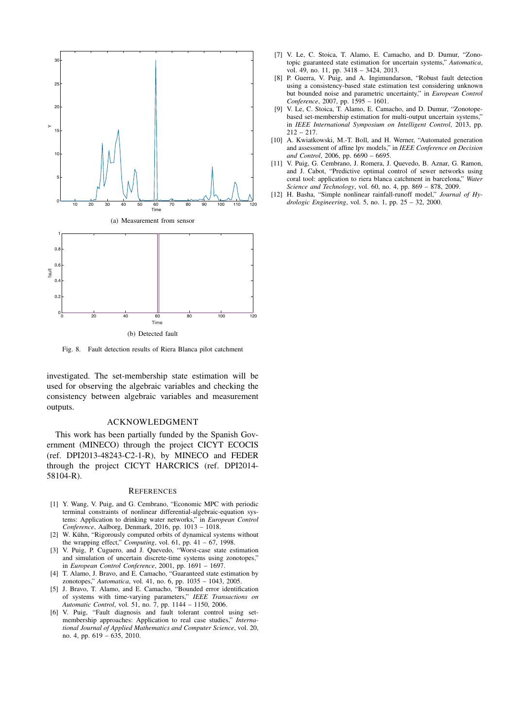Y

30

25

20

15

10

5

0

10 20 30 40 50 60 70 80 90 100 110 120

Time

(a) Measurement from sensor

fault

1

0.8

0.6

0.4

0.2

0

0 20 40 60 80 100 120

Time

(b) Detected fault

Fig. 8. Fault detection results of Riera Blanca pilot catchment

investigated. The set-membership state estimation will be used for observing the algebraic variables and checking the consistency between algebraic variables and measurement outputs.

## ACKNOWLEDGMENT

This work has been partially funded by the Spanish Government (MINECO) through the project CICYT ECOCIS (ref. DPI2013-48243-C2-1-R), by MINECO and FEDER through the project CICYT HARCRICS (ref. DPI2014-58104-R).

## REFERENCES

[1] Y. Wang, V. Puig, and G. Cembrano, "Economic MPC with periodic terminal constraints of nonlinear differential-algebraic-equation systems: Application to drinking water networks," in *European Control Conference*, Aalborg, Denmark, 2016, pp. 1013 – 1018.

[2] W. Kühn, "Rigorously computed orbits of dynamical systems without the wrapping effect," *Computing*, vol. 61, pp. 41 – 67, 1998.

[3] V. Puig, P. Cuguero, and J. Quevedo, "Worst-case state estimation and simulation of uncertain discrete-time systems using zonotopes," in *European Control Conference*, 2001, pp. 1691 – 1697.

[4] T. Alamo, J. Bravo, and E. Camacho, "Guaranteed state estimation by zonotopes," *Automatica*, vol. 41, no. 6, pp. 1035 – 1043, 2005.

[5] J. Bravo, T. Alamo, and E. Camacho, "Bounded error identification of systems with time-varying parameters," *IEEE Transactions on Automatic Control*, vol. 51, no. 7, pp. 1144 – 1150, 2006.

[6] V. Puig, "Fault diagnosis and fault tolerant control using set-membership approaches: Application to real case studies," *International Journal of Applied Mathematics and Computer Science*, vol. 20, no. 4, pp. 619 – 635, 2010.

[7] V. Le, C. Stoica, T. Alamo, E. Camacho, and D. Dumur, "Zonotopic guaranteed state estimation for uncertain systems," *Automatica*, vol. 49, no. 11, pp. 3418 – 3424, 2013.

[8] P. Guerra, V. Puig, and A. Ingimundarson, "Robust fault detection using a consistency-based state estimation test considering unknown but bounded noise and parametric uncertainty," in *European Control Conference*, 2007, pp. 1595 – 1601.

[9] V. Le, C. Stoica, T. Alamo, E. Camacho, and D. Dumur, "Zonotope-based set-membership estimation for multi-output uncertain systems," in *IEEE International Symposium on Intelligent Control*, 2013, pp. 212 – 217.

[10] A. Kwiatkowski, M.-T. Boll, and H. Werner, "Automated generation and assessment of affine lpv models," in *IEEE Conference on Decision and Control*, 2006, pp. 6690 – 6695.

[11] V. Puig, G. Cembrano, J. Romera, J. Quevedo, B. Aznar, G. Ramon, and J. Cabot, "Predictive optimal control of sewer networks using coral tool: application to riera blanca catchment in barcelona," *Water Science and Technology*, vol. 60, no. 4, pp. 869 – 878, 2009.

[12] H. Basha, "Simple nonlinear rainfall-runoff model," *Journal of Hydrologic Engineering*, vol. 5, no. 1, pp. 25 – 32, 2000.